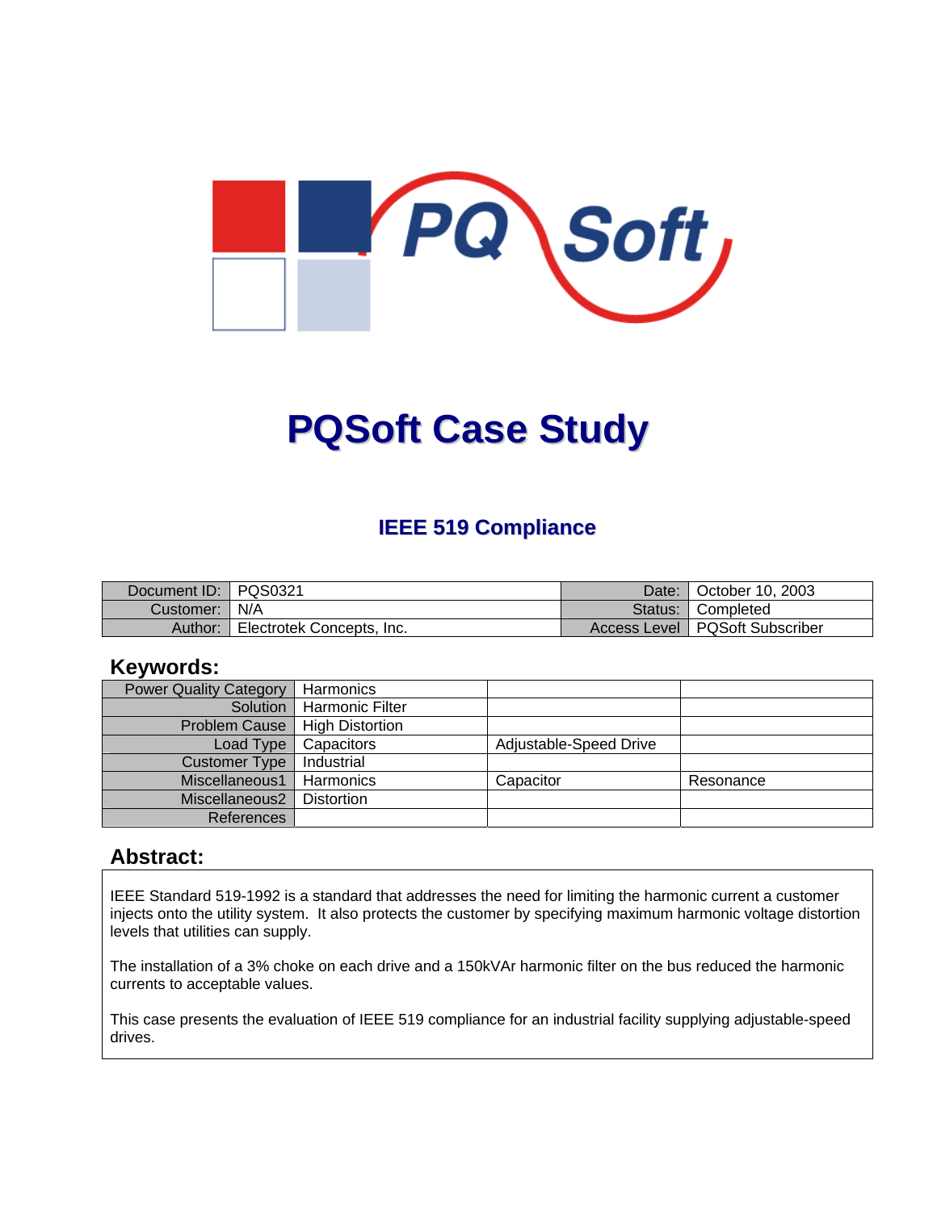# PQSoft Case Study

## IEEE 519 Compliance

| Document ID: | PQS0321 | Date: | October 10, 2003 |
|---|---|---|---|
| Customer: | N/A | Status: | Completed |
| Author: | Electrotek Concepts, Inc. | Access Level | PQSoft Subscriber |

## Keywords:

| Power Quality Category | Harmonics | | |
|---|---|---|---|
| Solution | Harmonic Filter | | |
| Problem Cause | High Distortion | | |
| Load Type | Capacitors | Adjustable-Speed Drive | |
| Customer Type | Industrial | | |
| Miscellaneous1 | Harmonics | Capacitor | Resonance |
| Miscellaneous2 | Distortion | | |
| References | | | |

## Abstract:

IEEE Standard 519-1992 is a standard that addresses the need for limiting the harmonic current a customer injects onto the utility system. It also protects the customer by specifying maximum harmonic voltage distortion levels that utilities can supply.

The installation of a 3% choke on each drive and a 150kVAr harmonic filter on the bus reduced the harmonic currents to acceptable values.

This case presents the evaluation of IEEE 519 compliance for an industrial facility supplying adjustable-speed drives.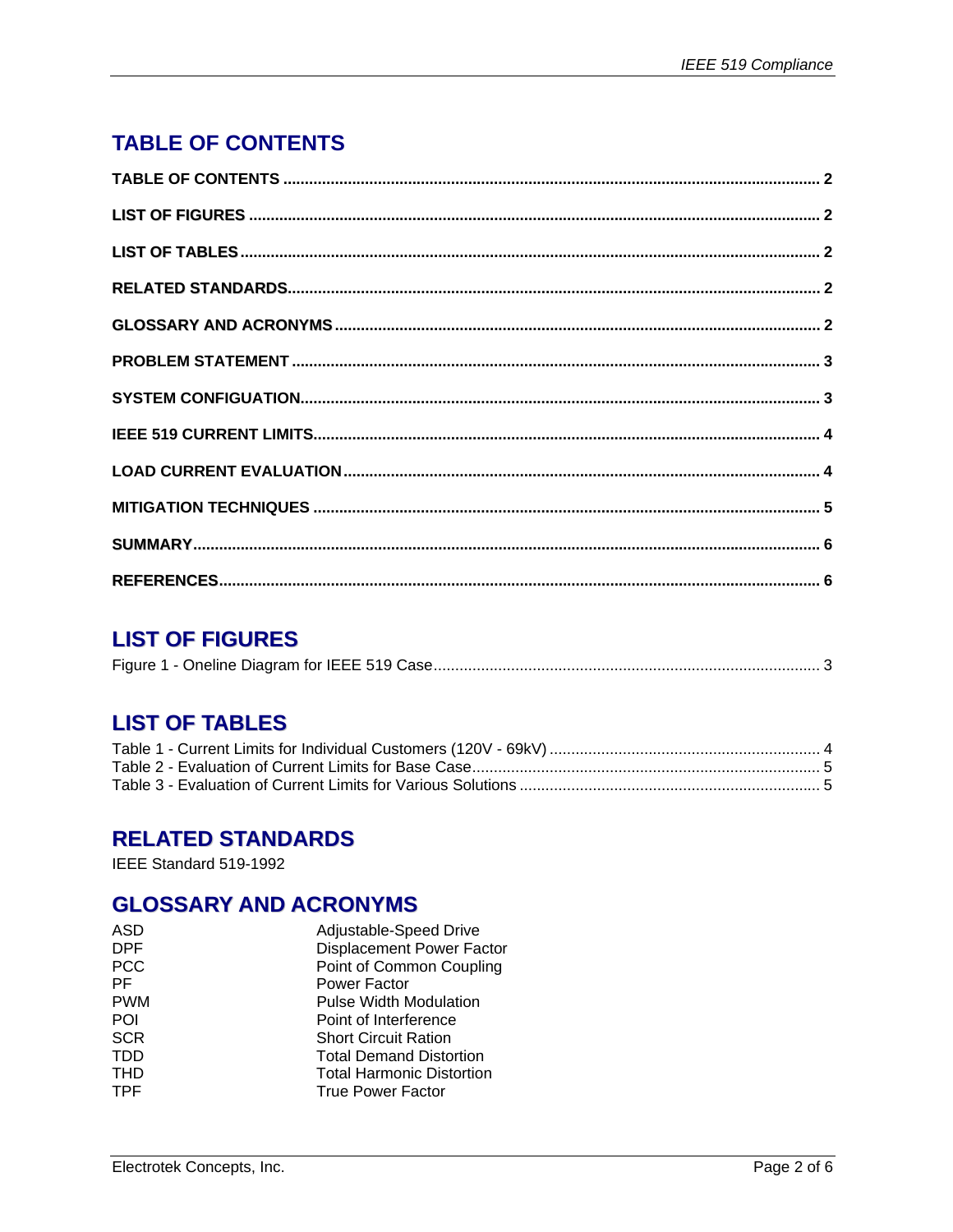## TABLE OF CONTENTS

**TABLE OF CONTENTS** ........................................................................ **2**

**LIST OF FIGURES** ........................................................................ **2**

**LIST OF TABLES** ........................................................................ **2**

**RELATED STANDARDS** ........................................................................ **2**

**GLOSSARY AND ACRONYMS** ........................................................................ **2**

**PROBLEM STATEMENT** ........................................................................ **3**

**SYSTEM CONFIGUATION** ........................................................................ **3**

**IEEE 519 CURRENT LIMITS** ........................................................................ **4**

**LOAD CURRENT EVALUATION** ........................................................................ **4**

**MITIGATION TECHNIQUES** ........................................................................ **5**

**SUMMARY** ........................................................................ **6**

**REFERENCES** ........................................................................ **6**

## LIST OF FIGURES

Figure 1 - Oneline Diagram for IEEE 519 Case ........................................................................ 3

## LIST OF TABLES

Table 1 - Current Limits for Individual Customers (120V - 69kV) ........................................................................ 4
Table 2 - Evaluation of Current Limits for Base Case ........................................................................ 5
Table 3 - Evaluation of Current Limits for Various Solutions ........................................................................ 5

## RELATED STANDARDS

IEEE Standard 519-1992

## GLOSSARY AND ACRONYMS

| | |
|---|---|
| ASD | Adjustable-Speed Drive |
| DPF | Displacement Power Factor |
| PCC | Point of Common Coupling |
| PF | Power Factor |
| PWM | Pulse Width Modulation |
| POI | Point of Interference |
| SCR | Short Circuit Ration |
| TDD | Total Demand Distortion |
| THD | Total Harmonic Distortion |
| TPF | True Power Factor |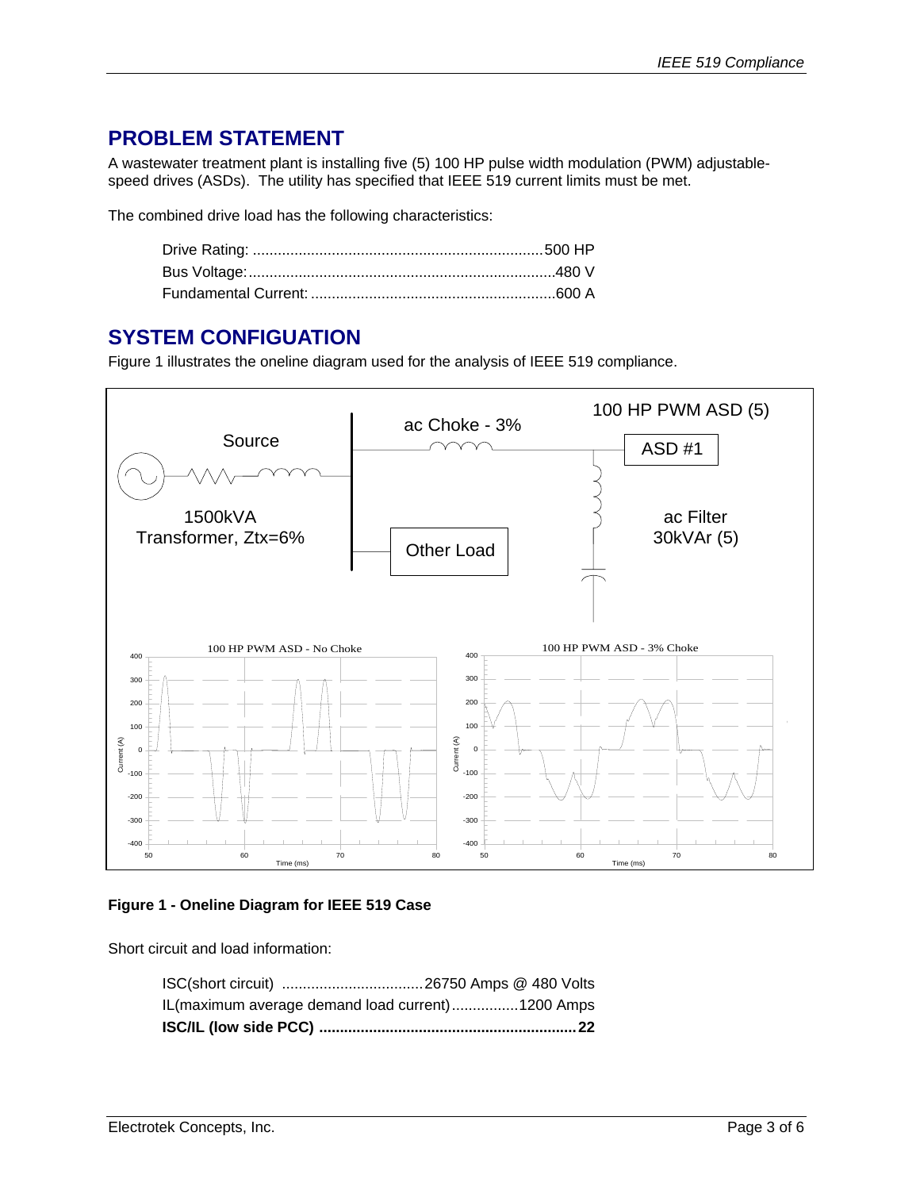## PROBLEM STATEMENT

A wastewater treatment plant is installing five (5) 100 HP pulse width modulation (PWM) adjustable-speed drives (ASDs). The utility has specified that IEEE 519 current limits must be met.

The combined drive load has the following characteristics:

Drive Rating: ......................................................................500 HP
Bus Voltage:..........................................................................480 V
Fundamental Current: ...........................................................600 A

## SYSTEM CONFIGUATION

Figure 1 illustrates the oneline diagram used for the analysis of IEEE 519 compliance.

**Figure 1 - Oneline Diagram for IEEE 519 Case**

Short circuit and load information:

ISC(short circuit) ..................................26750 Amps @ 480 Volts
IL(maximum average demand load current)................1200 Amps
**ISC/IL (low side PCC) ..............................................................22**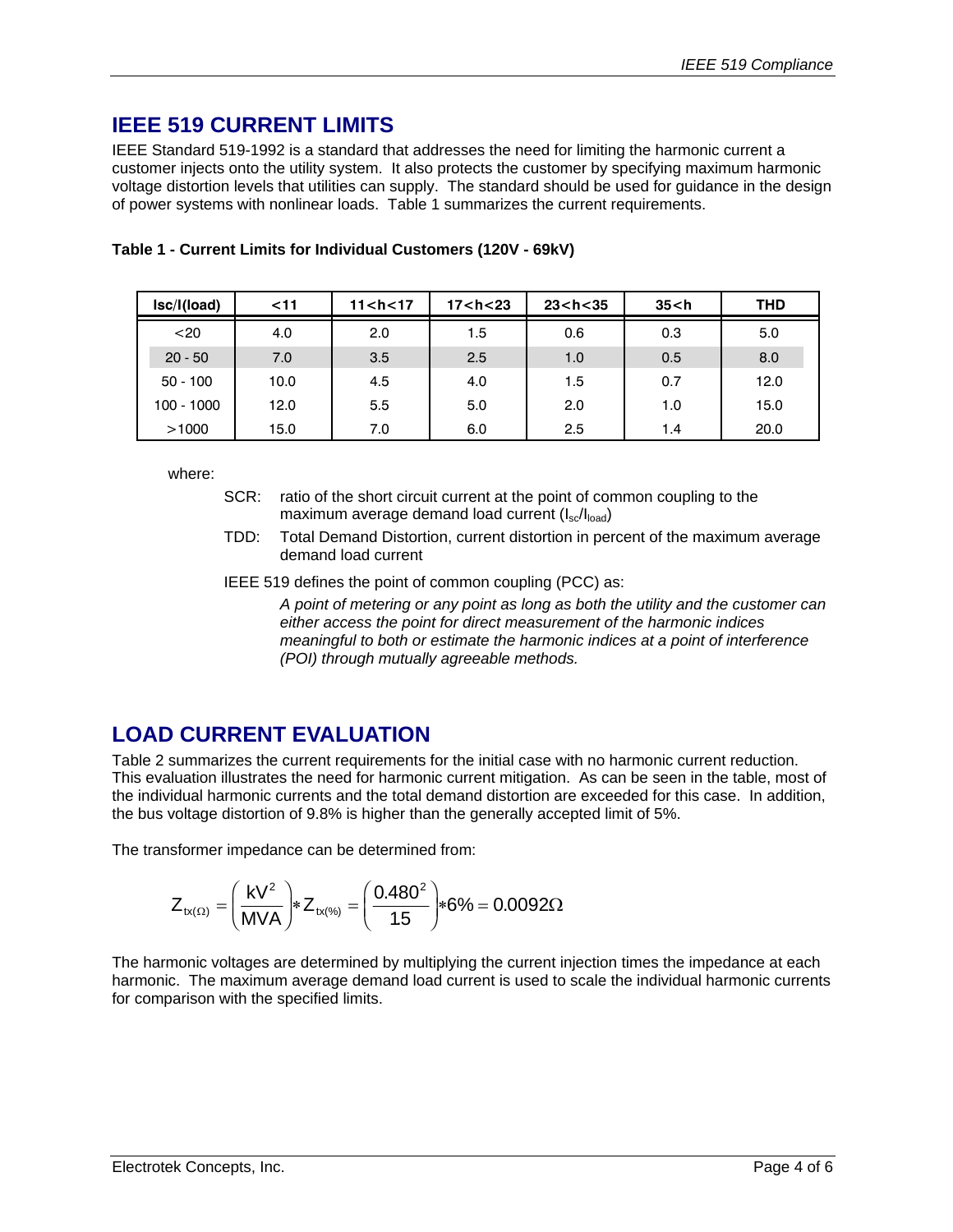## IEEE 519 CURRENT LIMITS

IEEE Standard 519-1992 is a standard that addresses the need for limiting the harmonic current a customer injects onto the utility system. It also protects the customer by specifying maximum harmonic voltage distortion levels that utilities can supply. The standard should be used for guidance in the design of power systems with nonlinear loads. Table 1 summarizes the current requirements.

**Table 1 - Current Limits for Individual Customers (120V - 69kV)**

| Isc/I(load) | <11 | 11<h<17 | 17<h<23 | 23<h<35 | 35<h | THD |
|---|---|---|---|---|---|---|
| <20 | 4.0 | 2.0 | 1.5 | 0.6 | 0.3 | 5.0 |
| 20 - 50 | 7.0 | 3.5 | 2.5 | 1.0 | 0.5 | 8.0 |
| 50 - 100 | 10.0 | 4.5 | 4.0 | 1.5 | 0.7 | 12.0 |
| 100 - 1000 | 12.0 | 5.5 | 5.0 | 2.0 | 1.0 | 15.0 |
| >1000 | 15.0 | 7.0 | 6.0 | 2.5 | 1.4 | 20.0 |

where:

- SCR: ratio of the short circuit current at the point of common coupling to the maximum average demand load current ($I_{sc}/I_{load}$)
- TDD: Total Demand Distortion, current distortion in percent of the maximum average demand load current

IEEE 519 defines the point of common coupling (PCC) as:

> *A point of metering or any point as long as both the utility and the customer can either access the point for direct measurement of the harmonic indices meaningful to both or estimate the harmonic indices at a point of interference (POI) through mutually agreeable methods.*

## LOAD CURRENT EVALUATION

Table 2 summarizes the current requirements for the initial case with no harmonic current reduction. This evaluation illustrates the need for harmonic current mitigation. As can be seen in the table, most of the individual harmonic currents and the total demand distortion are exceeded for this case. In addition, the bus voltage distortion of 9.8% is higher than the generally accepted limit of 5%.

The transformer impedance can be determined from:

$$Z_{tx(\Omega)} = \left(\frac{kV^2}{MVA}\right) * Z_{tx(\%)} = \left(\frac{0.480^2}{15}\right) * 6\% = 0.0092\Omega$$

The harmonic voltages are determined by multiplying the current injection times the impedance at each harmonic. The maximum average demand load current is used to scale the individual harmonic currents for comparison with the specified limits.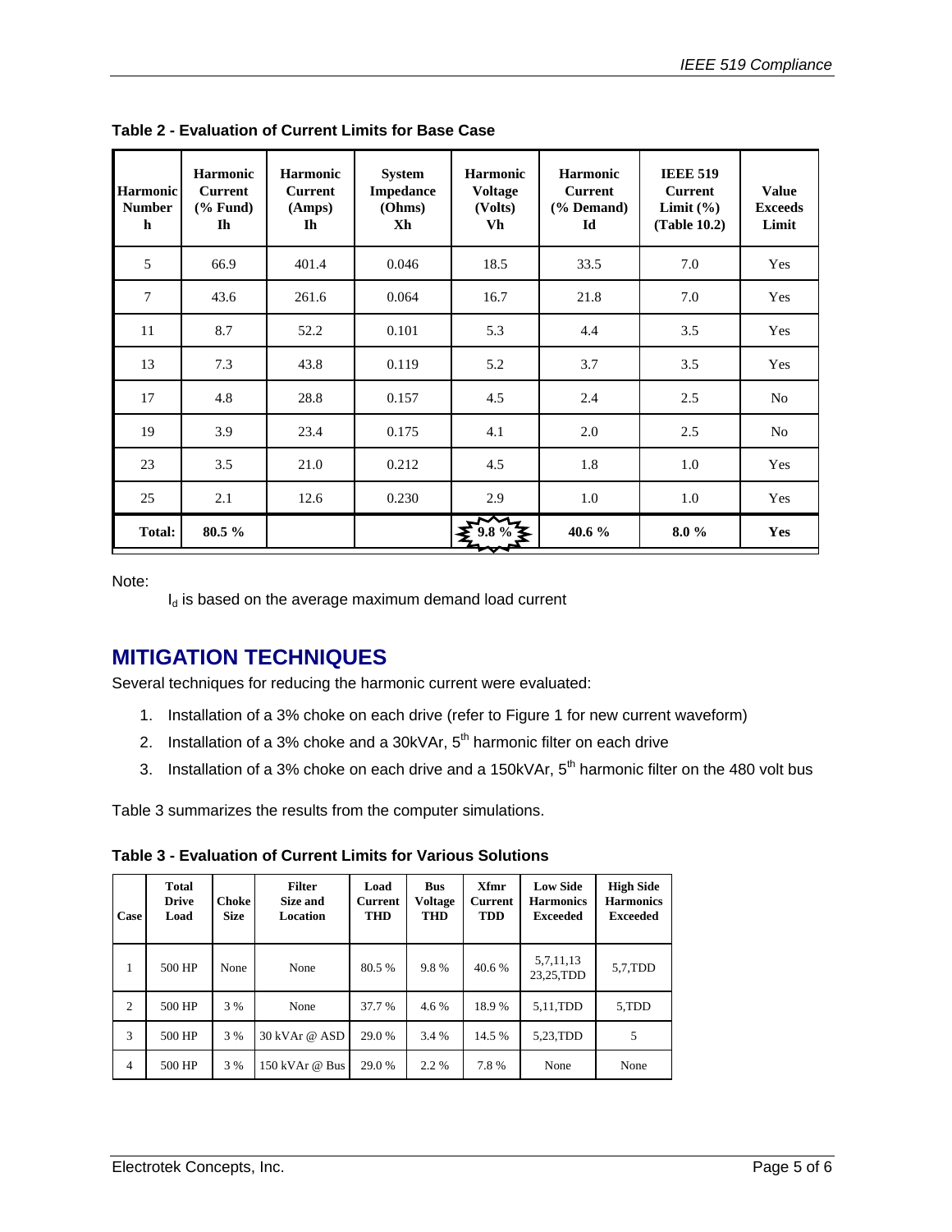**Table 2 - Evaluation of Current Limits for Base Case**

| Harmonic Number h | Harmonic Current (% Fund) Ih | Harmonic Current (Amps) Ih | System Impedance (Ohms) Xh | Harmonic Voltage (Volts) Vh | Harmonic Current (% Demand) Id | IEEE 519 Current Limit (%) (Table 10.2) | Value Exceeds Limit |
|---|---|---|---|---|---|---|---|
| 5 | 66.9 | 401.4 | 0.046 | 18.5 | 33.5 | 7.0 | Yes |
| 7 | 43.6 | 261.6 | 0.064 | 16.7 | 21.8 | 7.0 | Yes |
| 11 | 8.7 | 52.2 | 0.101 | 5.3 | 4.4 | 3.5 | Yes |
| 13 | 7.3 | 43.8 | 0.119 | 5.2 | 3.7 | 3.5 | Yes |
| 17 | 4.8 | 28.8 | 0.157 | 4.5 | 2.4 | 2.5 | No |
| 19 | 3.9 | 23.4 | 0.175 | 4.1 | 2.0 | 2.5 | No |
| 23 | 3.5 | 21.0 | 0.212 | 4.5 | 1.8 | 1.0 | Yes |
| 25 | 2.1 | 12.6 | 0.230 | 2.9 | 1.0 | 1.0 | Yes |
| **Total:** | **80.5 %** | | | **9.8 %** | **40.6 %** | **8.0 %** | **Yes** |

Note:

$I_d$ is based on the average maximum demand load current

## MITIGATION TECHNIQUES

Several techniques for reducing the harmonic current were evaluated:

1. Installation of a 3% choke on each drive (refer to Figure 1 for new current waveform)
2. Installation of a 3% choke and a 30kVAr, 5th harmonic filter on each drive
3. Installation of a 3% choke on each drive and a 150kVAr, 5th harmonic filter on the 480 volt bus

Table 3 summarizes the results from the computer simulations.

**Table 3 - Evaluation of Current Limits for Various Solutions**

| Case | Total Drive Load | Choke Size | Filter Size and Location | Load Current THD | Bus Voltage THD | Xfmr Current TDD | Low Side Harmonics Exceeded | High Side Harmonics Exceeded |
|---|---|---|---|---|---|---|---|---|
| 1 | 500 HP | None | None | 80.5 % | 9.8 % | 40.6 % | 5,7,11,13 23,25,TDD | 5,7,TDD |
| 2 | 500 HP | 3 % | None | 37.7 % | 4.6 % | 18.9 % | 5,11,TDD | 5,TDD |
| 3 | 500 HP | 3 % | 30 kVAr @ ASD | 29.0 % | 3.4 % | 14.5 % | 5,23,TDD | 5 |
| 4 | 500 HP | 3 % | 150 kVAr @ Bus | 29.0 % | 2.2 % | 7.8 % | None | None |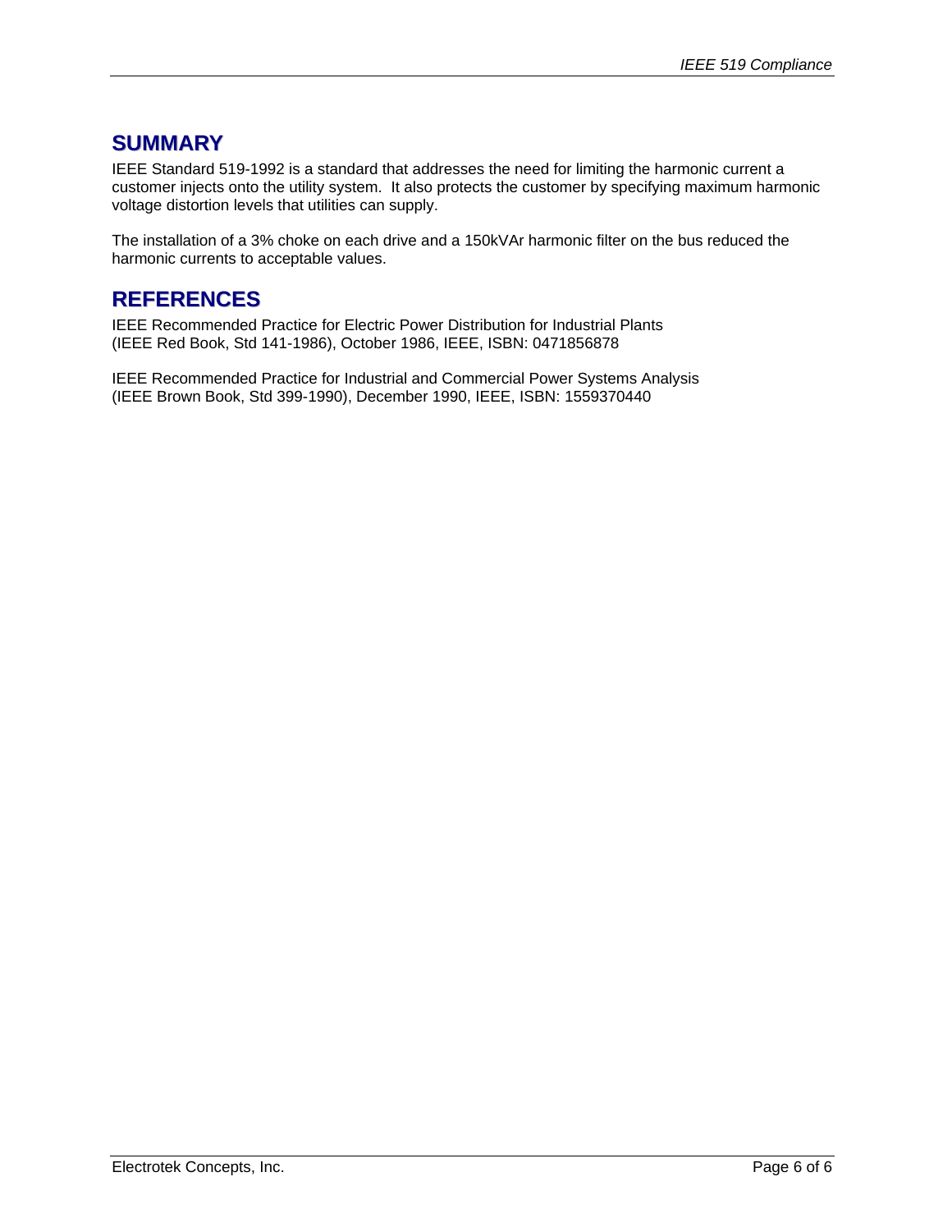## SUMMARY

IEEE Standard 519-1992 is a standard that addresses the need for limiting the harmonic current a customer injects onto the utility system. It also protects the customer by specifying maximum harmonic voltage distortion levels that utilities can supply.

The installation of a 3% choke on each drive and a 150kVAr harmonic filter on the bus reduced the harmonic currents to acceptable values.

## REFERENCES

IEEE Recommended Practice for Electric Power Distribution for Industrial Plants (IEEE Red Book, Std 141-1986), October 1986, IEEE, ISBN: 0471856878

IEEE Recommended Practice for Industrial and Commercial Power Systems Analysis (IEEE Brown Book, Std 399-1990), December 1990, IEEE, ISBN: 1559370440